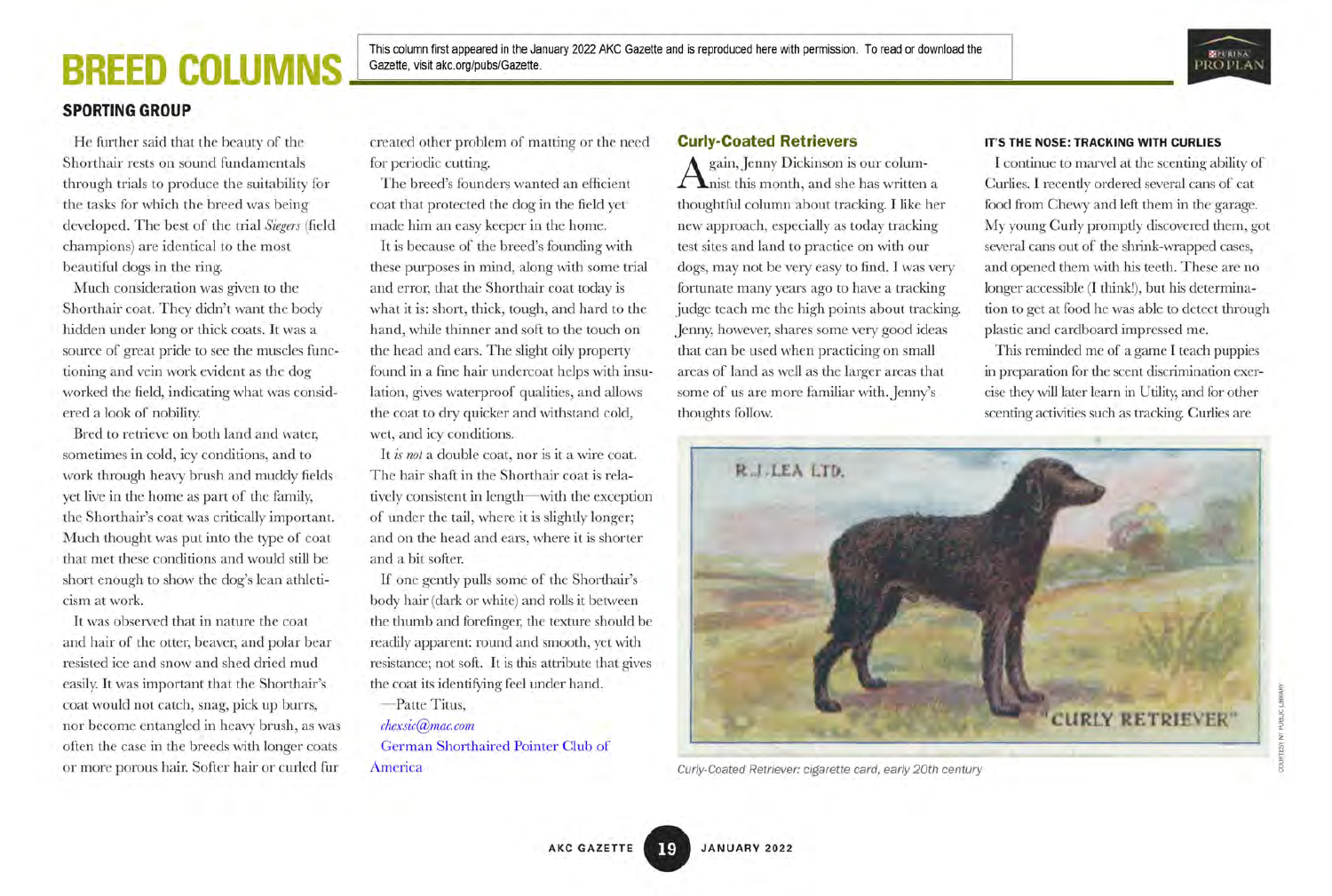# BREED COLUMNS

This column first appeared in the January 2022 AKC Gazette and is reproduced here with permission. To read or download the Gazette, visit akc.org/pubs/Gazette.

## SPORTING GROUP

He further said that the beauty of the Shorthair rests on sound fundamentals through trials to produce the suitability for the tasks for which the breed was being developed. The best of the trial *Siegers* (field champions) are identical to the most beautiful dogs in the ring.

Much consideration was given to the Shorthair coat. They didn't want the body hidden under long or thick coats. It was a source of great pride to see the muscles functioning and vein work evident as the dog worked the field, indicating what was considered a look of nobility.

Bred to retrieve on both land and water, sometimes in cold, icy conditions, and to work through heavy brush and muddy fields yet live in the home as part of the family, the Shorthair's coat was critically important. Much thought was put into the type of coat that met these conditions and would still be short enough to show the dog's lean athleticism at work.

It was observed that in nature the coat and hair of the otter, beaver, and polar bear resisted ice and snow and shed dried mud easily. It was important that the Shorthair's coat would not catch, snag, pick up burrs, nor become entangled in heavy brush, as was often the case in the breeds with longer coats or more porous hair. Softer hair or curled fur created other problem of matting or the need for periodic cutting.

The breed's founders wanted an efficient coat that protected the dog in the field yet made him an easy keeper in the home.

It is because of the breed's founding with these purposes in mind, along with some trial and error, that the Shorthair coat today is what it is: short, thick, tough, and hard to the hand, while thinner and soft to the touch on the head and ears. The slight oily property found in a fine hair undercoat helps with insulation, gives waterproof qualities, and allows the coat to dry quicker and withstand cold, wet, and icy conditions.

It *is not* a double coat, nor is it a wire coat. The hair shaft in the Shorthair coat is relatively consistent in length—with the exception of under the tail, where it is slightly longer; and on the head and ears, where it is shorter and a bit softer.

If one gently pulls some of the Shorthair's body hair (dark or white) and rolls it between the thumb and forefinger, the texture should be readily apparent: round and smooth, yet with resistance; not soft. It is this attribute that gives the coat its identifying feel under hand.

—Patte Titus,
*chexsic@mac.com*
German Shorthaired Pointer Club of America

### Curly-Coated Retrievers

Again, Jenny Dickinson is our columnist this month, and she has written a thoughtful column about tracking. I like her new approach, especially as today tracking test sites and land to practice on with our dogs, may not be very easy to find. I was very fortunate many years ago to have a tracking judge teach me the high points about tracking. Jenny, however, shares some very good ideas that can be used when practicing on small areas of land as well as the larger areas that some of us are more familiar with. Jenny's thoughts follow.

Curly-Coated Retriever: cigarette card, early 20th century

#### IT'S THE NOSE: TRACKING WITH CURLIES

I continue to marvel at the scenting ability of Curlies. I recently ordered several cans of cat food from Chewy and left them in the garage. My young Curly promptly discovered them, got several cans out of the shrink-wrapped cases, and opened them with his teeth. These are no longer accessible (I think!), but his determination to get at food he was able to detect through plastic and cardboard impressed me.

This reminded me of a game I teach puppies in preparation for the scent discrimination exercise they will later learn in Utility, and for other scenting activities such as tracking. Curlies are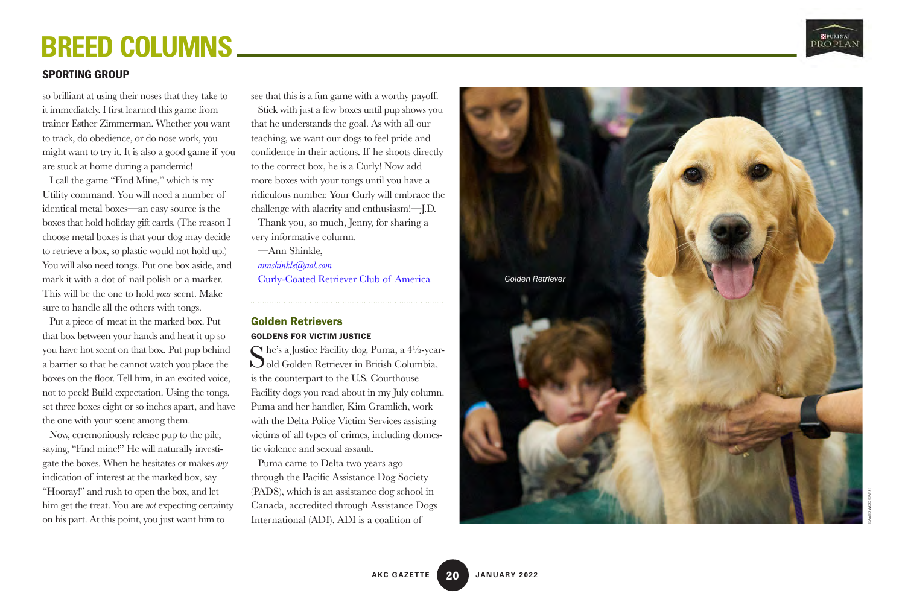so brilliant at using their noses that they take to it immediately. I first learned this game from trainer Esther Zimmerman. Whether you want to track, do obedience, or do nose work, you might want to try it. It is also a good game if you are stuck at home during a pandemic!

I call the game "Find Mine," which is my Utility command. You will need a number of identical metal boxes—an easy source is the boxes that hold holiday gift cards. (The reason I choose metal boxes is that your dog may decide to retrieve a box, so plastic would not hold up.) You will also need tongs. Put one box aside, and mark it with a dot of nail polish or a marker. This will be the one to hold *your* scent. Make sure to handle all the others with tongs.

Put a piece of meat in the marked box. Put that box between your hands and heat it up so you have hot scent on that box. Put pup behind a barrier so that he cannot watch you place the boxes on the floor. Tell him, in an excited voice, not to peek! Build expectation. Using the tongs, set three boxes eight or so inches apart, and have the one with your scent among them.

Now, ceremoniously release pup to the pile, saying, "Find mine!" He will naturally investigate the boxes. When he hesitates or makes *any* indication of interest at the marked box, say "Hooray!" and rush to open the box, and let him get the treat. You are *not* expecting certainty on his part. At this point, you just want him to see that this is a fun game with a worthy payoff.

Stick with just a few boxes until pup shows you that he understands the goal. As with all our teaching, we want our dogs to feel pride and confidence in their actions. If he shoots directly to the correct box, he is a Curly! Now add more boxes with your tongs until you have a ridiculous number. Your Curly will embrace the challenge with alacrity and enthusiasm!—J.D.

Thank you, so much, Jenny, for sharing a very informative column.

—Ann Shinkle,
*annshinkle@aol.com*
Curly-Coated Retriever Club of America

## Golden Retrievers

### GOLDENS FOR VICTIM JUSTICE

She's a Justice Facility dog. Puma, a 4½-year-old Golden Retriever in British Columbia, is the counterpart to the U.S. Courthouse Facility dogs you read about in my July column. Puma and her handler, Kim Gramlich, work with the Delta Police Victim Services assisting victims of all types of crimes, including domestic violence and sexual assault.

Puma came to Delta two years ago through the Pacific Assistance Dog Society (PADS), which is an assistance dog school in Canada, accredited through Assistance Dogs International (ADI). ADI is a coalition of

Golden Retriever

DAVID WOO/©AKC